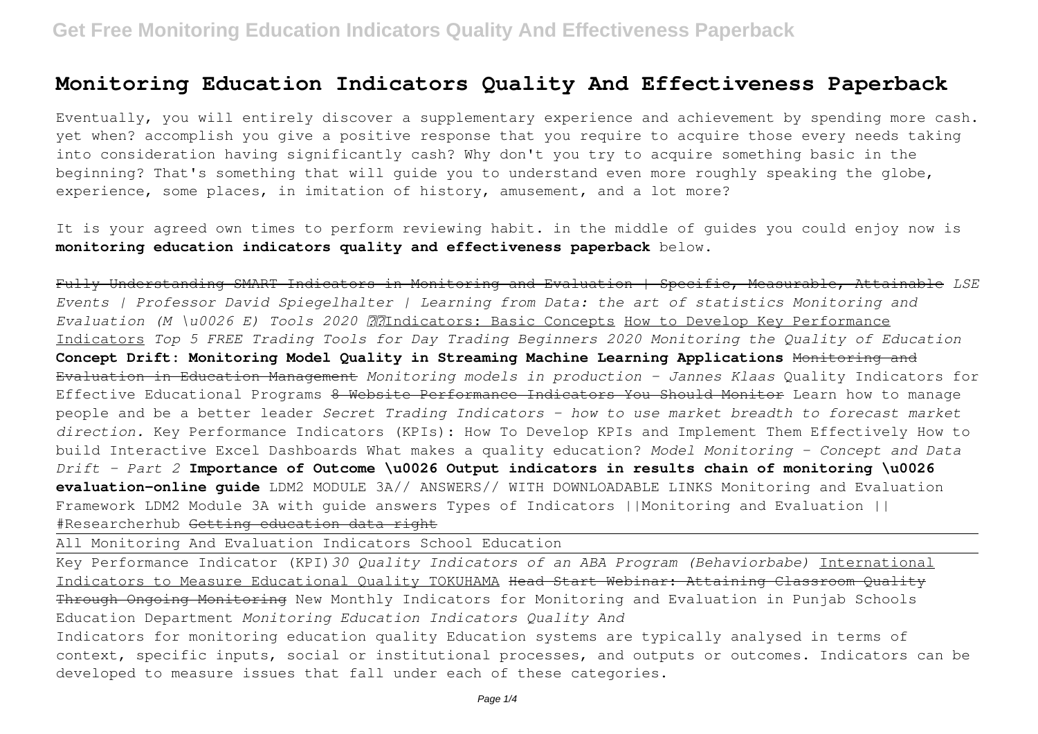# Monitoring Education Indicators Quality And Effectiveness Paperback

Eventually, you will entirely discover a supplementary experience and achievement by spending more cash. yet when? accomplish you give a positive response that you require to acquire those every needs taking into consideration having significantly cash? Why don't you try to acquire something basic in the beginning? That's something that will guide you to understand even more roughly speaking the globe, experience, some places, in imitation of history, amusement, and a lot more?

It is your agreed own times to perform reviewing habit. in the middle of guides you could enjoy now is **monitoring education indicators quality and effectiveness paperback** below.

~~Fully Understanding SMART Indicators in Monitoring and Evaluation | Specific, Measurable, Attainable~~ *LSE Events | Professor David Spiegelhalter | Learning from Data: the art of statistics Monitoring and Evaluation (M \u0026 E) Tools 2020* Indicators: Basic Concepts How to Develop Key Performance Indicators *Top 5 FREE Trading Tools for Day Trading Beginners 2020 Monitoring the Quality of Education* **Concept Drift: Monitoring Model Quality in Streaming Machine Learning Applications** ~~Monitoring and Evaluation in Education Management~~ *Monitoring models in production - Jannes Klaas* Quality Indicators for Effective Educational Programs ~~8 Website Performance Indicators You Should Monitor~~ Learn how to manage people and be a better leader *Secret Trading Indicators - how to use market breadth to forecast market direction.* Key Performance Indicators (KPIs): How To Develop KPIs and Implement Them Effectively How to build Interactive Excel Dashboards What makes a quality education? *Model Monitoring - Concept and Data Drift - Part 2* **Importance of Outcome \u0026 Output indicators in results chain of monitoring \u0026 evaluation-online guide** LDM2 MODULE 3A// ANSWERS// WITH DOWNLOADABLE LINKS Monitoring and Evaluation Framework LDM2 Module 3A with guide answers Types of Indicators ||Monitoring and Evaluation || #Researcherhub ~~Getting education data right~~

All Monitoring And Evaluation Indicators School Education

Key Performance Indicator (KPI)*30 Quality Indicators of an ABA Program (Behaviorbabe)* International Indicators to Measure Educational Quality TOKUHAMA ~~Head Start Webinar: Attaining Classroom Quality Through Ongoing Monitoring~~ New Monthly Indicators for Monitoring and Evaluation in Punjab Schools Education Department *Monitoring Education Indicators Quality And*

Indicators for monitoring education quality Education systems are typically analysed in terms of context, specific inputs, social or institutional processes, and outputs or outcomes. Indicators can be developed to measure issues that fall under each of these categories.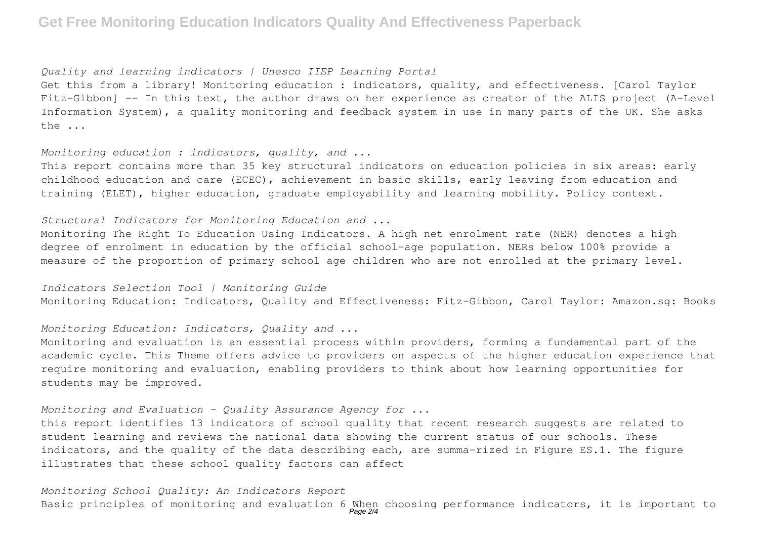*Quality and learning indicators | Unesco IIEP Learning Portal*

Get this from a library! Monitoring education : indicators, quality, and effectiveness. [Carol Taylor Fitz-Gibbon] -- In this text, the author draws on her experience as creator of the ALIS project (A-Level Information System), a quality monitoring and feedback system in use in many parts of the UK. She asks the ...

*Monitoring education : indicators, quality, and ...*

This report contains more than 35 key structural indicators on education policies in six areas: early childhood education and care (ECEC), achievement in basic skills, early leaving from education and training (ELET), higher education, graduate employability and learning mobility. Policy context.

*Structural Indicators for Monitoring Education and ...*

Monitoring The Right To Education Using Indicators. A high net enrolment rate (NER) denotes a high degree of enrolment in education by the official school-age population. NERs below 100% provide a measure of the proportion of primary school age children who are not enrolled at the primary level.

*Indicators Selection Tool | Monitoring Guide*

Monitoring Education: Indicators, Quality and Effectiveness: Fitz-Gibbon, Carol Taylor: Amazon.sg: Books

*Monitoring Education: Indicators, Quality and ...*

Monitoring and evaluation is an essential process within providers, forming a fundamental part of the academic cycle. This Theme offers advice to providers on aspects of the higher education experience that require monitoring and evaluation, enabling providers to think about how learning opportunities for students may be improved.

*Monitoring and Evaluation - Quality Assurance Agency for ...*

this report identifies 13 indicators of school quality that recent research suggests are related to student learning and reviews the national data showing the current status of our schools. These indicators, and the quality of the data describing each, are summa-rized in Figure ES.1. The figure illustrates that these school quality factors can affect

*Monitoring School Quality: An Indicators Report*

Basic principles of monitoring and evaluation 6 When choosing performance indicators, it is important to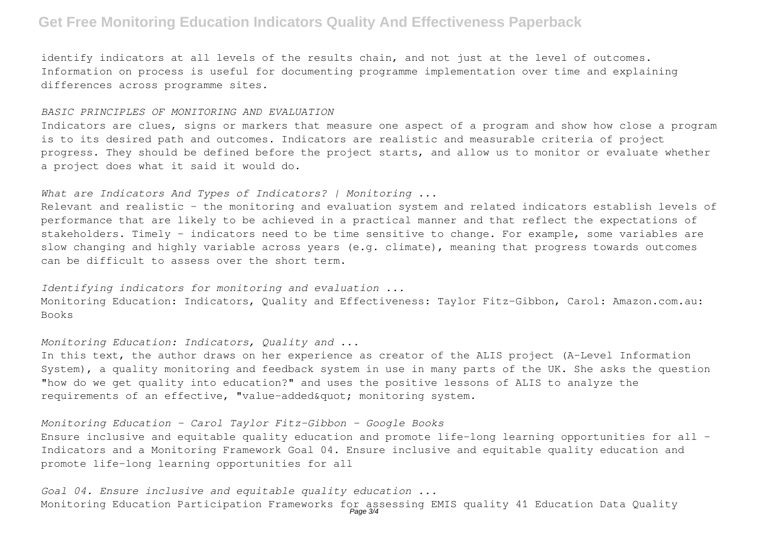identify indicators at all levels of the results chain, and not just at the level of outcomes. Information on process is useful for documenting programme implementation over time and explaining differences across programme sites.

*BASIC PRINCIPLES OF MONITORING AND EVALUATION*

Indicators are clues, signs or markers that measure one aspect of a program and show how close a program is to its desired path and outcomes. Indicators are realistic and measurable criteria of project progress. They should be defined before the project starts, and allow us to monitor or evaluate whether a project does what it said it would do.

*What are Indicators And Types of Indicators? | Monitoring ...*

Relevant and realistic – the monitoring and evaluation system and related indicators establish levels of performance that are likely to be achieved in a practical manner and that reflect the expectations of stakeholders. Timely – indicators need to be time sensitive to change. For example, some variables are slow changing and highly variable across years (e.g. climate), meaning that progress towards outcomes can be difficult to assess over the short term.

*Identifying indicators for monitoring and evaluation ...*

Monitoring Education: Indicators, Quality and Effectiveness: Taylor Fitz-Gibbon, Carol: Amazon.com.au: Books

*Monitoring Education: Indicators, Quality and ...*

In this text, the author draws on her experience as creator of the ALIS project (A-Level Information System), a quality monitoring and feedback system in use in many parts of the UK. She asks the question "how do we get quality into education?" and uses the positive lessons of ALIS to analyze the requirements of an effective, "value-added&quot; monitoring system.

*Monitoring Education - Carol Taylor Fitz-Gibbon - Google Books*

Ensure inclusive and equitable quality education and promote life-long learning opportunities for all – Indicators and a Monitoring Framework Goal 04. Ensure inclusive and equitable quality education and promote life-long learning opportunities for all

*Goal 04. Ensure inclusive and equitable quality education ...*

Monitoring Education Participation Frameworks for assessing EMIS quality 41 Education Data Quality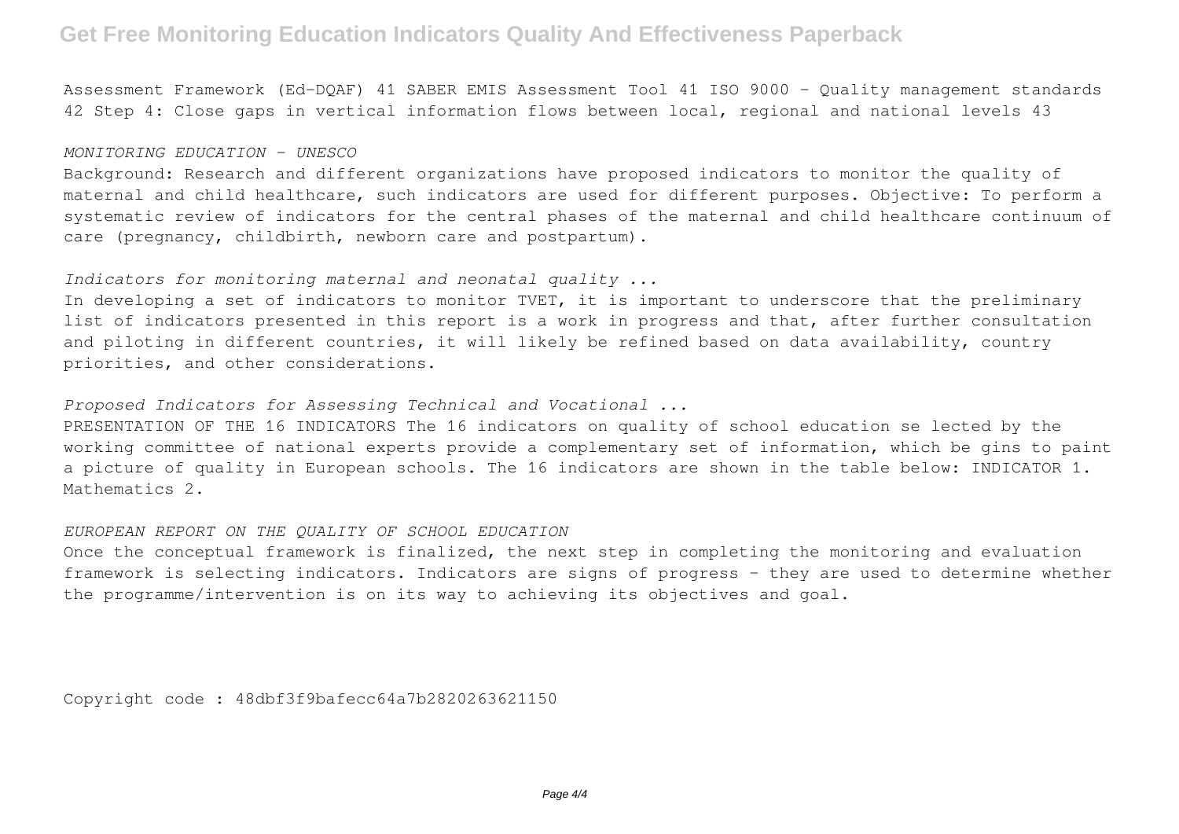Assessment Framework (Ed-DQAF) 41 SABER EMIS Assessment Tool 41 ISO 9000 – Quality management standards 42 Step 4: Close gaps in vertical information flows between local, regional and national levels 43

*MONITORING EDUCATION - UNESCO*

Background: Research and different organizations have proposed indicators to monitor the quality of maternal and child healthcare, such indicators are used for different purposes. Objective: To perform a systematic review of indicators for the central phases of the maternal and child healthcare continuum of care (pregnancy, childbirth, newborn care and postpartum).

*Indicators for monitoring maternal and neonatal quality ...*

In developing a set of indicators to monitor TVET, it is important to underscore that the preliminary list of indicators presented in this report is a work in progress and that, after further consultation and piloting in different countries, it will likely be refined based on data availability, country priorities, and other considerations.

*Proposed Indicators for Assessing Technical and Vocational ...*

PRESENTATION OF THE 16 INDICATORS The 16 indicators on quality of school education se lected by the working committee of national experts provide a complementary set of information, which be gins to paint a picture of quality in European schools. The 16 indicators are shown in the table below: INDICATOR 1. Mathematics 2.

*EUROPEAN REPORT ON THE QUALITY OF SCHOOL EDUCATION*

Once the conceptual framework is finalized, the next step in completing the monitoring and evaluation framework is selecting indicators. Indicators are signs of progress – they are used to determine whether the programme/intervention is on its way to achieving its objectives and goal.

Copyright code : 48dbf3f9bafecc64a7b2820263621150